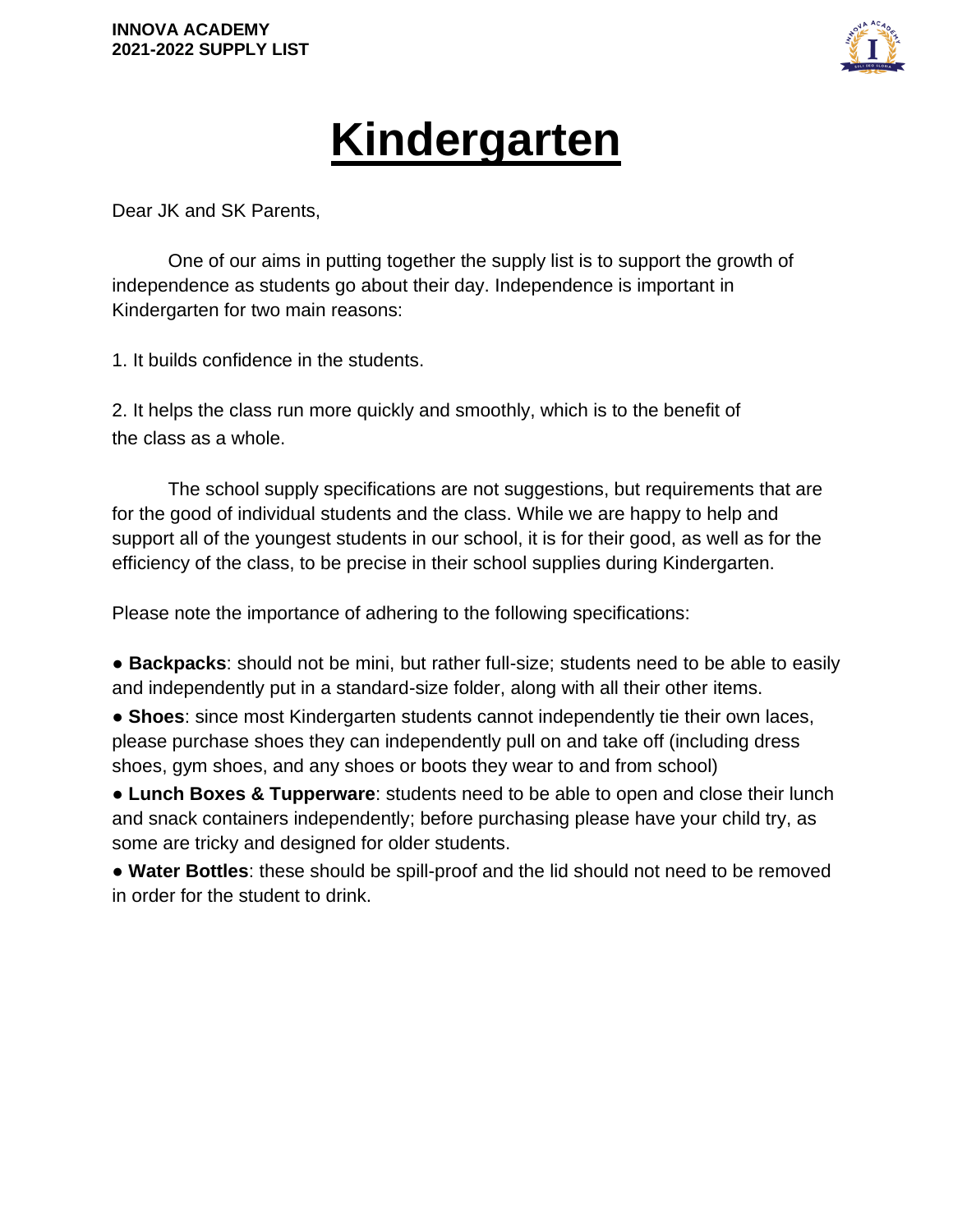**INNOVA ACADEMY**
**2021-2022 SUPPLY LIST**

# Kindergarten

Dear JK and SK Parents,

One of our aims in putting together the supply list is to support the growth of independence as students go about their day. Independence is important in Kindergarten for two main reasons:

1. It builds confidence in the students.

2. It helps the class run more quickly and smoothly, which is to the benefit of the class as a whole.

The school supply specifications are not suggestions, but requirements that are for the good of individual students and the class. While we are happy to help and support all of the youngest students in our school, it is for their good, as well as for the efficiency of the class, to be precise in their school supplies during Kindergarten.

Please note the importance of adhering to the following specifications:

- **Backpacks**: should not be mini, but rather full-size; students need to be able to easily and independently put in a standard-size folder, along with all their other items.
- **Shoes**: since most Kindergarten students cannot independently tie their own laces, please purchase shoes they can independently pull on and take off (including dress shoes, gym shoes, and any shoes or boots they wear to and from school)
- **Lunch Boxes & Tupperware**: students need to be able to open and close their lunch and snack containers independently; before purchasing please have your child try, as some are tricky and designed for older students.
- **Water Bottles**: these should be spill-proof and the lid should not need to be removed in order for the student to drink.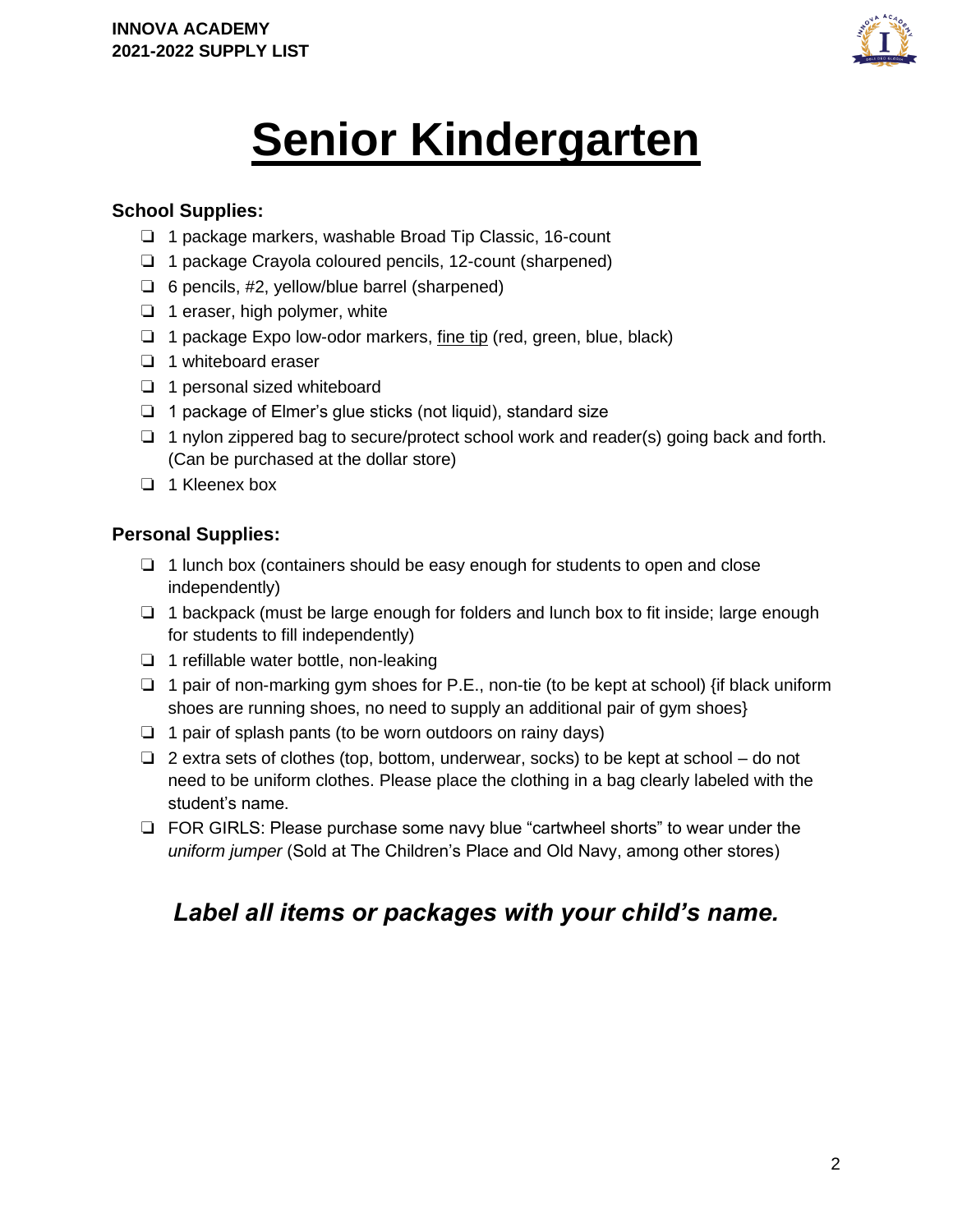**INNOVA ACADEMY**
**2021-2022 SUPPLY LIST**

# Senior Kindergarten

**School Supplies:**

- ❑ 1 package markers, washable Broad Tip Classic, 16-count
- ❑ 1 package Crayola coloured pencils, 12-count (sharpened)
- ❑ 6 pencils, #2, yellow/blue barrel (sharpened)
- ❑ 1 eraser, high polymer, white
- ❑ 1 package Expo low-odor markers, fine tip (red, green, blue, black)
- ❑ 1 whiteboard eraser
- ❑ 1 personal sized whiteboard
- ❑ 1 package of Elmer's glue sticks (not liquid), standard size
- ❑ 1 nylon zippered bag to secure/protect school work and reader(s) going back and forth. (Can be purchased at the dollar store)
- ❑ 1 Kleenex box

**Personal Supplies:**

- ❑ 1 lunch box (containers should be easy enough for students to open and close independently)
- ❑ 1 backpack (must be large enough for folders and lunch box to fit inside; large enough for students to fill independently)
- ❑ 1 refillable water bottle, non-leaking
- ❑ 1 pair of non-marking gym shoes for P.E., non-tie (to be kept at school) {if black uniform shoes are running shoes, no need to supply an additional pair of gym shoes}
- ❑ 1 pair of splash pants (to be worn outdoors on rainy days)
- ❑ 2 extra sets of clothes (top, bottom, underwear, socks) to be kept at school – do not need to be uniform clothes. Please place the clothing in a bag clearly labeled with the student's name.
- ❑ FOR GIRLS: Please purchase some navy blue "cartwheel shorts" to wear under the *uniform jumper* (Sold at The Children's Place and Old Navy, among other stores)

***Label all items or packages with your child's name.***